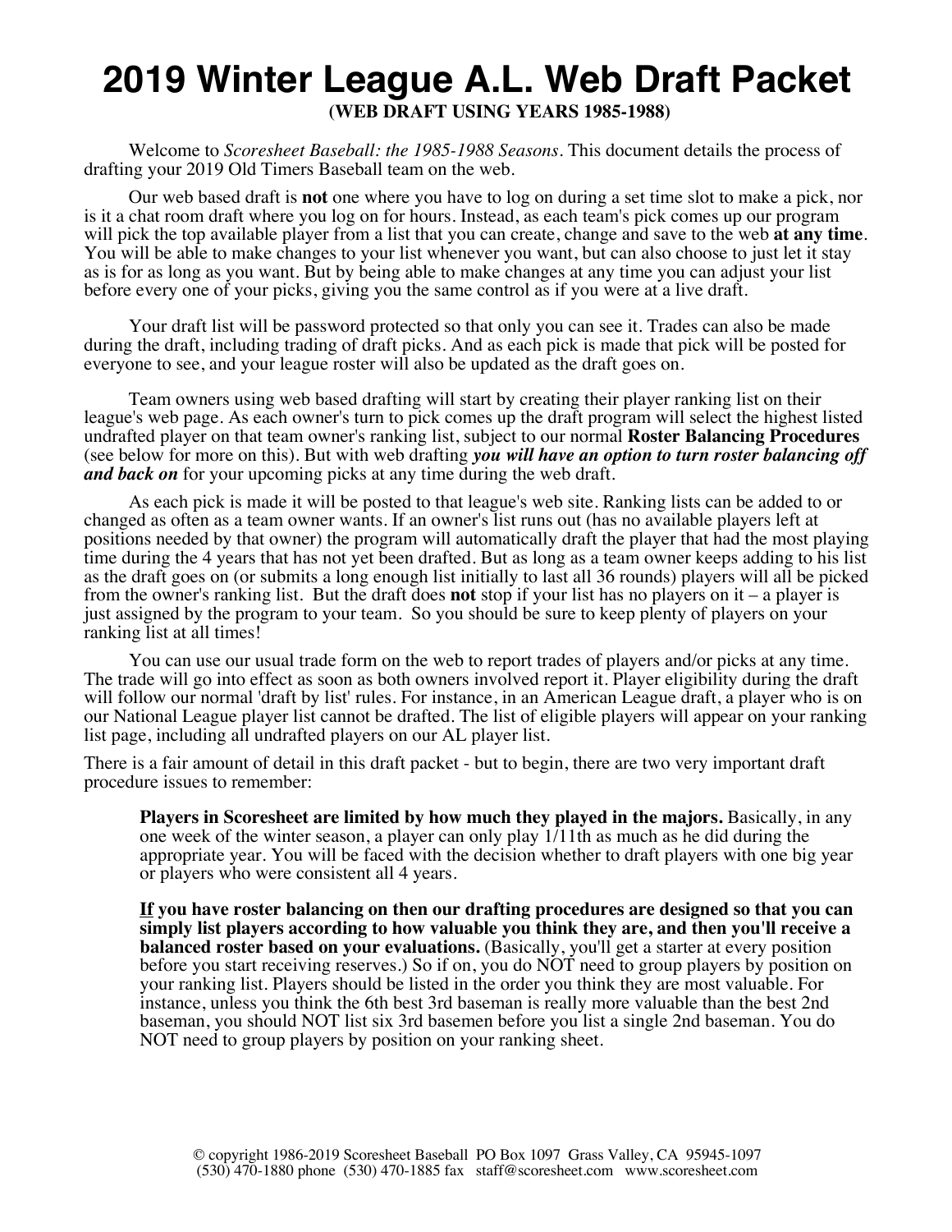# 2019 Winter League A.L. Web Draft Packet

**(WEB DRAFT USING YEARS 1985-1988)**

Welcome to *Scoresheet Baseball: the 1985-1988 Seasons*. This document details the process of drafting your 2019 Old Timers Baseball team on the web.

Our web based draft is **not** one where you have to log on during a set time slot to make a pick, nor is it a chat room draft where you log on for hours. Instead, as each team's pick comes up our program will pick the top available player from a list that you can create, change and save to the web **at any time**. You will be able to make changes to your list whenever you want, but can also choose to just let it stay as is for as long as you want. But by being able to make changes at any time you can adjust your list before every one of your picks, giving you the same control as if you were at a live draft.

Your draft list will be password protected so that only you can see it. Trades can also be made during the draft, including trading of draft picks. And as each pick is made that pick will be posted for everyone to see, and your league roster will also be updated as the draft goes on.

Team owners using web based drafting will start by creating their player ranking list on their league's web page. As each owner's turn to pick comes up the draft program will select the highest listed undrafted player on that team owner's ranking list, subject to our normal **Roster Balancing Procedures** (see below for more on this). But with web drafting ***you will have an option to turn roster balancing off and back on*** for your upcoming picks at any time during the web draft.

As each pick is made it will be posted to that league's web site. Ranking lists can be added to or changed as often as a team owner wants. If an owner's list runs out (has no available players left at positions needed by that owner) the program will automatically draft the player that had the most playing time during the 4 years that has not yet been drafted. But as long as a team owner keeps adding to his list as the draft goes on (or submits a long enough list initially to last all 36 rounds) players will all be picked from the owner's ranking list. But the draft does **not** stop if your list has no players on it – a player is just assigned by the program to your team. So you should be sure to keep plenty of players on your ranking list at all times!

You can use our usual trade form on the web to report trades of players and/or picks at any time. The trade will go into effect as soon as both owners involved report it. Player eligibility during the draft will follow our normal 'draft by list' rules. For instance, in an American League draft, a player who is on our National League player list cannot be drafted. The list of eligible players will appear on your ranking list page, including all undrafted players on our AL player list.

There is a fair amount of detail in this draft packet - but to begin, there are two very important draft procedure issues to remember:

> **Players in Scoresheet are limited by how much they played in the majors.** Basically, in any one week of the winter season, a player can only play 1/11th as much as he did during the appropriate year. You will be faced with the decision whether to draft players with one big year or players who were consistent all 4 years.
>
> **<u>If</u> you have roster balancing on then our drafting procedures are designed so that you can simply list players according to how valuable you think they are, and then you'll receive a balanced roster based on your evaluations.** (Basically, you'll get a starter at every position before you start receiving reserves.) So if on, you do NOT need to group players by position on your ranking list. Players should be listed in the order you think they are most valuable. For instance, unless you think the 6th best 3rd baseman is really more valuable than the best 2nd baseman, you should NOT list six 3rd basemen before you list a single 2nd baseman. You do NOT need to group players by position on your ranking sheet.

© copyright 1986-2019 Scoresheet Baseball PO Box 1097 Grass Valley, CA 95945-1097
(530) 470-1880 phone (530) 470-1885 fax staff@scoresheet.com www.scoresheet.com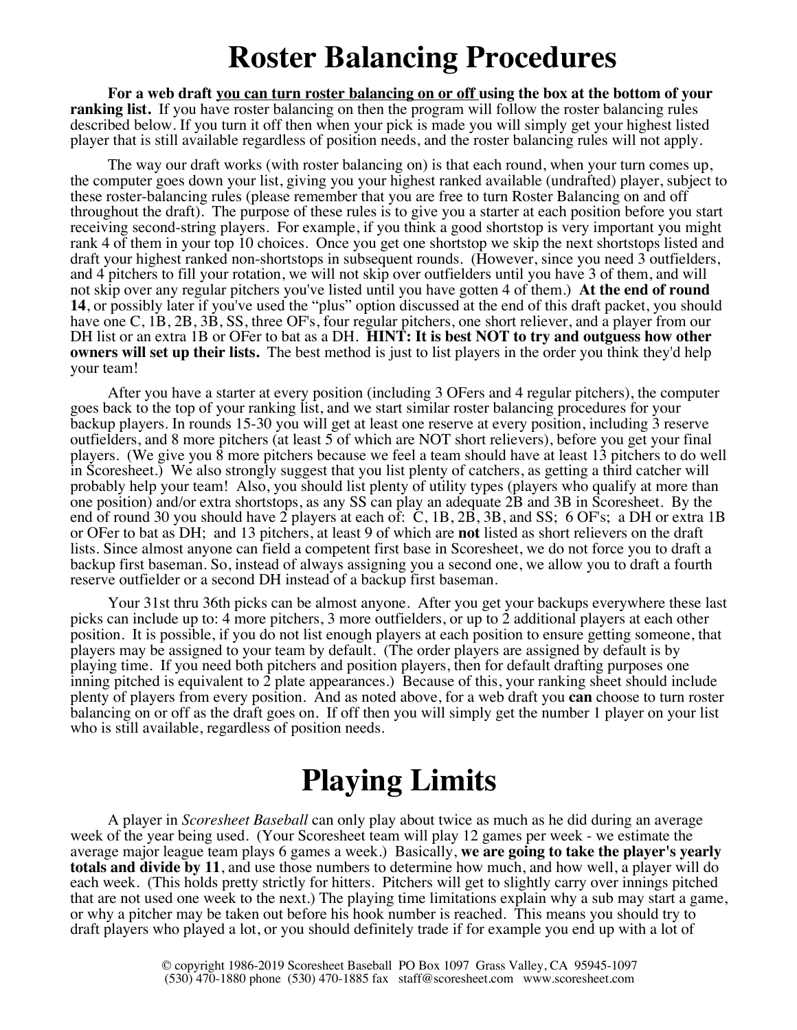# Roster Balancing Procedures

**For a web draft <u>you can turn roster balancing on or off</u> using the box at the bottom of your ranking list.** If you have roster balancing on then the program will follow the roster balancing rules described below. If you turn it off then when your pick is made you will simply get your highest listed player that is still available regardless of position needs, and the roster balancing rules will not apply.

The way our draft works (with roster balancing on) is that each round, when your turn comes up, the computer goes down your list, giving you your highest ranked available (undrafted) player, subject to these roster-balancing rules (please remember that you are free to turn Roster Balancing on and off throughout the draft). The purpose of these rules is to give you a starter at each position before you start receiving second-string players. For example, if you think a good shortstop is very important you might rank 4 of them in your top 10 choices. Once you get one shortstop we skip the next shortstops listed and draft your highest ranked non-shortstops in subsequent rounds. (However, since you need 3 outfielders, and 4 pitchers to fill your rotation, we will not skip over outfielders until you have 3 of them, and will not skip over any regular pitchers you've listed until you have gotten 4 of them.) **At the end of round 14**, or possibly later if you've used the “plus” option discussed at the end of this draft packet, you should have one C, 1B, 2B, 3B, SS, three OF's, four regular pitchers, one short reliever, and a player from our DH list or an extra 1B or OFer to bat as a DH. **HINT: It is best NOT to try and outguess how other owners will set up their lists.** The best method is just to list players in the order you think they'd help your team!

After you have a starter at every position (including 3 OFers and 4 regular pitchers), the computer goes back to the top of your ranking list, and we start similar roster balancing procedures for your backup players. In rounds 15-30 you will get at least one reserve at every position, including 3 reserve outfielders, and 8 more pitchers (at least 5 of which are NOT short relievers), before you get your final players. (We give you 8 more pitchers because we feel a team should have at least 13 pitchers to do well in Scoresheet.) We also strongly suggest that you list plenty of catchers, as getting a third catcher will probably help your team! Also, you should list plenty of utility types (players who qualify at more than one position) and/or extra shortstops, as any SS can play an adequate 2B and 3B in Scoresheet. By the end of round 30 you should have 2 players at each of: C, 1B, 2B, 3B, and SS; 6 OF's; a DH or extra 1B or OFer to bat as DH; and 13 pitchers, at least 9 of which are **not** listed as short relievers on the draft lists. Since almost anyone can field a competent first base in Scoresheet, we do not force you to draft a backup first baseman. So, instead of always assigning you a second one, we allow you to draft a fourth reserve outfielder or a second DH instead of a backup first baseman.

Your 31st thru 36th picks can be almost anyone. After you get your backups everywhere these last picks can include up to: 4 more pitchers, 3 more outfielders, or up to 2 additional players at each other position. It is possible, if you do not list enough players at each position to ensure getting someone, that players may be assigned to your team by default. (The order players are assigned by default is by playing time. If you need both pitchers and position players, then for default drafting purposes one inning pitched is equivalent to 2 plate appearances.) Because of this, your ranking sheet should include plenty of players from every position. And as noted above, for a web draft you **can** choose to turn roster balancing on or off as the draft goes on. If off then you will simply get the number 1 player on your list who is still available, regardless of position needs.

# Playing Limits

A player in *Scoresheet Baseball* can only play about twice as much as he did during an average week of the year being used. (Your Scoresheet team will play 12 games per week - we estimate the average major league team plays 6 games a week.) Basically, **we are going to take the player's yearly totals and divide by 11**, and use those numbers to determine how much, and how well, a player will do each week. (This holds pretty strictly for hitters. Pitchers will get to slightly carry over innings pitched that are not used one week to the next.) The playing time limitations explain why a sub may start a game, or why a pitcher may be taken out before his hook number is reached. This means you should try to draft players who played a lot, or you should definitely trade if for example you end up with a lot of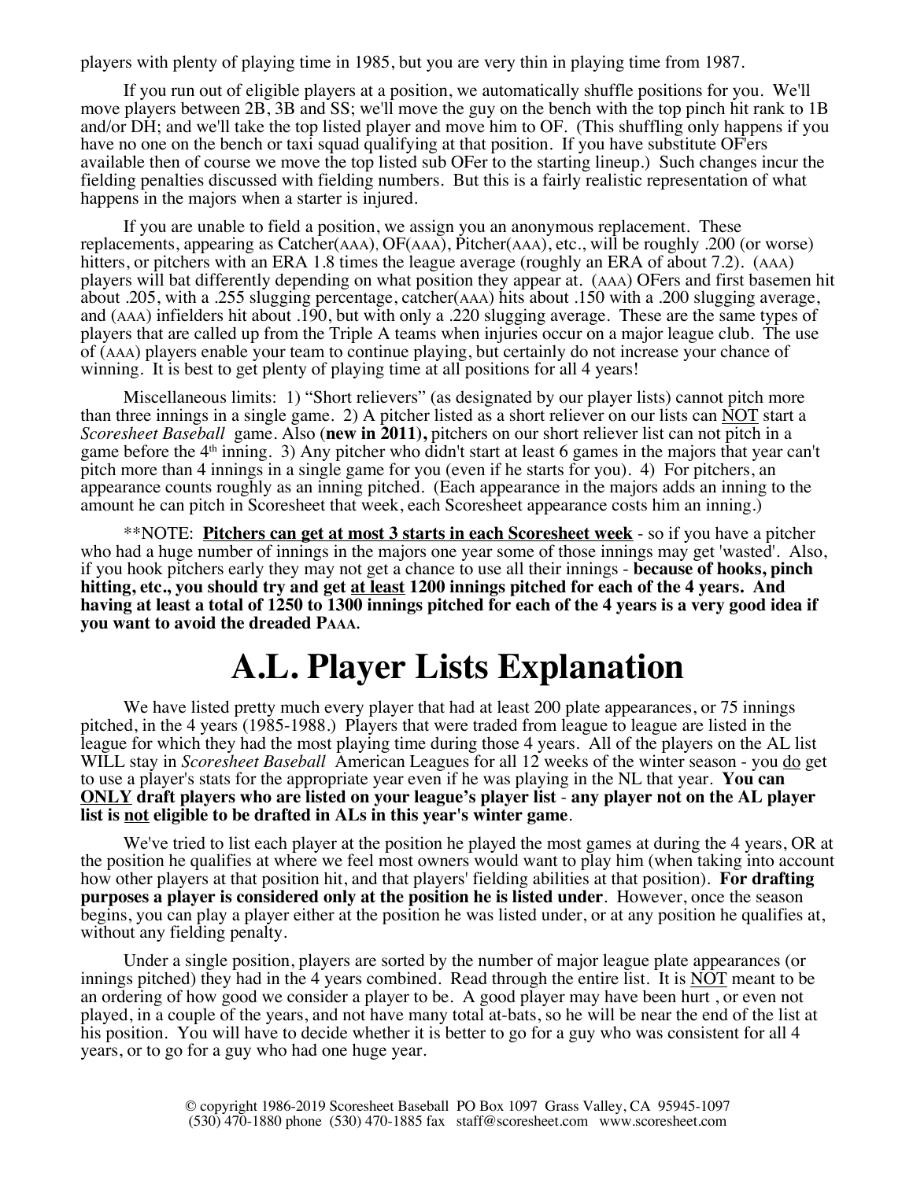players with plenty of playing time in 1985, but you are very thin in playing time from 1987.

If you run out of eligible players at a position, we automatically shuffle positions for you. We'll move players between 2B, 3B and SS; we'll move the guy on the bench with the top pinch hit rank to 1B and/or DH; and we'll take the top listed player and move him to OF. (This shuffling only happens if you have no one on the bench or taxi squad qualifying at that position. If you have substitute OF'ers available then of course we move the top listed sub OFer to the starting lineup.) Such changes incur the fielding penalties discussed with fielding numbers. But this is a fairly realistic representation of what happens in the majors when a starter is injured.

If you are unable to field a position, we assign you an anonymous replacement. These replacements, appearing as Catcher(AAA), OF(AAA), Pitcher(AAA), etc., will be roughly .200 (or worse) hitters, or pitchers with an ERA 1.8 times the league average (roughly an ERA of about 7.2). (AAA) players will bat differently depending on what position they appear at. (AAA) OFers and first basemen hit about .205, with a .255 slugging percentage, catcher(AAA) hits about .150 with a .200 slugging average, and (AAA) infielders hit about .190, but with only a .220 slugging average. These are the same types of players that are called up from the Triple A teams when injuries occur on a major league club. The use of (AAA) players enable your team to continue playing, but certainly do not increase your chance of winning. It is best to get plenty of playing time at all positions for all 4 years!

Miscellaneous limits: 1) "Short relievers" (as designated by our player lists) cannot pitch more than three innings in a single game. 2) A pitcher listed as a short reliever on our lists can NOT start a *Scoresheet Baseball* game. Also (**new in 2011),** pitchers on our short reliever list can not pitch in a game before the 4th inning. 3) Any pitcher who didn't start at least 6 games in the majors that year can't pitch more than 4 innings in a single game for you (even if he starts for you). 4) For pitchers, an appearance counts roughly as an inning pitched. (Each appearance in the majors adds an inning to the amount he can pitch in Scoresheet that week, each Scoresheet appearance costs him an inning.)

**NOTE: **Pitchers can get at most 3 starts in each Scoresheet week** - so if you have a pitcher who had a huge number of innings in the majors one year some of those innings may get 'wasted'. Also, if you hook pitchers early they may not get a chance to use all their innings - **because of hooks, pinch hitting, etc., you should try and get at least 1200 innings pitched for each of the 4 years. And having at least a total of 1250 to 1300 innings pitched for each of the 4 years is a very good idea if you want to avoid the dreaded PAAA.**

# A.L. Player Lists Explanation

We have listed pretty much every player that had at least 200 plate appearances, or 75 innings pitched, in the 4 years (1985-1988.) Players that were traded from league to league are listed in the league for which they had the most playing time during those 4 years. All of the players on the AL list WILL stay in *Scoresheet Baseball* American Leagues for all 12 weeks of the winter season - you do get to use a player's stats for the appropriate year even if he was playing in the NL that year. **You can ONLY draft players who are listed on your league's player list - any player not on the AL player list is not eligible to be drafted in ALs in this year's winter game**.

We've tried to list each player at the position he played the most games at during the 4 years, OR at the position he qualifies at where we feel most owners would want to play him (when taking into account how other players at that position hit, and that players' fielding abilities at that position). **For drafting purposes a player is considered only at the position he is listed under**. However, once the season begins, you can play a player either at the position he was listed under, or at any position he qualifies at, without any fielding penalty.

Under a single position, players are sorted by the number of major league plate appearances (or innings pitched) they had in the 4 years combined. Read through the entire list. It is NOT meant to be an ordering of how good we consider a player to be. A good player may have been hurt , or even not played, in a couple of the years, and not have many total at-bats, so he will be near the end of the list at his position. You will have to decide whether it is better to go for a guy who was consistent for all 4 years, or to go for a guy who had one huge year.

© copyright 1986-2019 Scoresheet Baseball PO Box 1097 Grass Valley, CA 95945-1097
(530) 470-1880 phone (530) 470-1885 fax staff@scoresheet.com www.scoresheet.com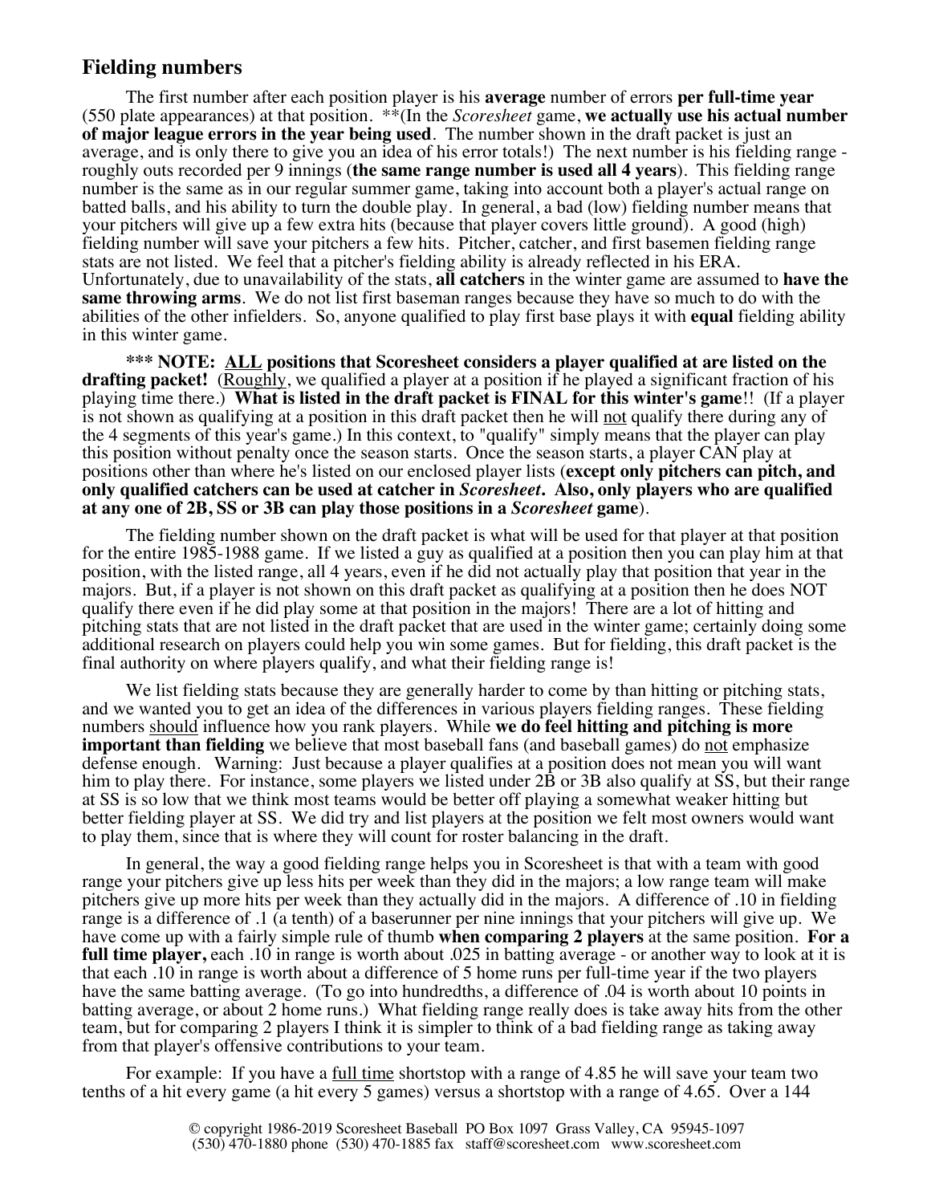## Fielding numbers

The first number after each position player is his **average** number of errors **per full-time year** (550 plate appearances) at that position. **(In the *Scoresheet* game, **we actually use his actual number of major league errors in the year being used**. The number shown in the draft packet is just an average, and is only there to give you an idea of his error totals!) The next number is his fielding range - roughly outs recorded per 9 innings (**the same range number is used all 4 years**). This fielding range number is the same as in our regular summer game, taking into account both a player's actual range on batted balls, and his ability to turn the double play. In general, a bad (low) fielding number means that your pitchers will give up a few extra hits (because that player covers little ground). A good (high) fielding number will save your pitchers a few hits. Pitcher, catcher, and first basemen fielding range stats are not listed. We feel that a pitcher's fielding ability is already reflected in his ERA. Unfortunately, due to unavailability of the stats, **all catchers** in the winter game are assumed to **have the same throwing arms**. We do not list first baseman ranges because they have so much to do with the abilities of the other infielders. So, anyone qualified to play first base plays it with **equal** fielding ability in this winter game.

**\*\*\* NOTE: <u>ALL</u> positions that Scoresheet considers a player qualified at are listed on the drafting packet!** (<u>Roughly</u>, we qualified a player at a position if he played a significant fraction of his playing time there.) **What is listed in the draft packet is FINAL for this winter's game**!! (If a player is not shown as qualifying at a position in this draft packet then he will <u>not</u> qualify there during any of the 4 segments of this year's game.) In this context, to "qualify" simply means that the player can play this position without penalty once the season starts. Once the season starts, a player CAN play at positions other than where he's listed on our enclosed player lists (**except only pitchers can pitch, and only qualified catchers can be used at catcher in *Scoresheet*. Also, only players who are qualified at any one of 2B, SS or 3B can play those positions in a *Scoresheet* game**).

The fielding number shown on the draft packet is what will be used for that player at that position for the entire 1985-1988 game. If we listed a guy as qualified at a position then you can play him at that position, with the listed range, all 4 years, even if he did not actually play that position that year in the majors. But, if a player is not shown on this draft packet as qualifying at a position then he does NOT qualify there even if he did play some at that position in the majors! There are a lot of hitting and pitching stats that are not listed in the draft packet that are used in the winter game; certainly doing some additional research on players could help you win some games. But for fielding, this draft packet is the final authority on where players qualify, and what their fielding range is!

We list fielding stats because they are generally harder to come by than hitting or pitching stats, and we wanted you to get an idea of the differences in various players fielding ranges. These fielding numbers <u>should</u> influence how you rank players. While **we do feel hitting and pitching is more important than fielding** we believe that most baseball fans (and baseball games) do <u>not</u> emphasize defense enough. Warning: Just because a player qualifies at a position does not mean you will want him to play there. For instance, some players we listed under 2B or 3B also qualify at SS, but their range at SS is so low that we think most teams would be better off playing a somewhat weaker hitting but better fielding player at SS. We did try and list players at the position we felt most owners would want to play them, since that is where they will count for roster balancing in the draft.

In general, the way a good fielding range helps you in Scoresheet is that with a team with good range your pitchers give up less hits per week than they did in the majors; a low range team will make pitchers give up more hits per week than they actually did in the majors. A difference of .10 in fielding range is a difference of .1 (a tenth) of a baserunner per nine innings that your pitchers will give up. We have come up with a fairly simple rule of thumb **when comparing 2 players** at the same position. **For a full time player,** each .10 in range is worth about .025 in batting average - or another way to look at it is that each .10 in range is worth about a difference of 5 home runs per full-time year if the two players have the same batting average. (To go into hundredths, a difference of .04 is worth about 10 points in batting average, or about 2 home runs.) What fielding range really does is take away hits from the other team, but for comparing 2 players I think it is simpler to think of a bad fielding range as taking away from that player's offensive contributions to your team.

For example: If you have a <u>full time</u> shortstop with a range of 4.85 he will save your team two tenths of a hit every game (a hit every 5 games) versus a shortstop with a range of 4.65. Over a 144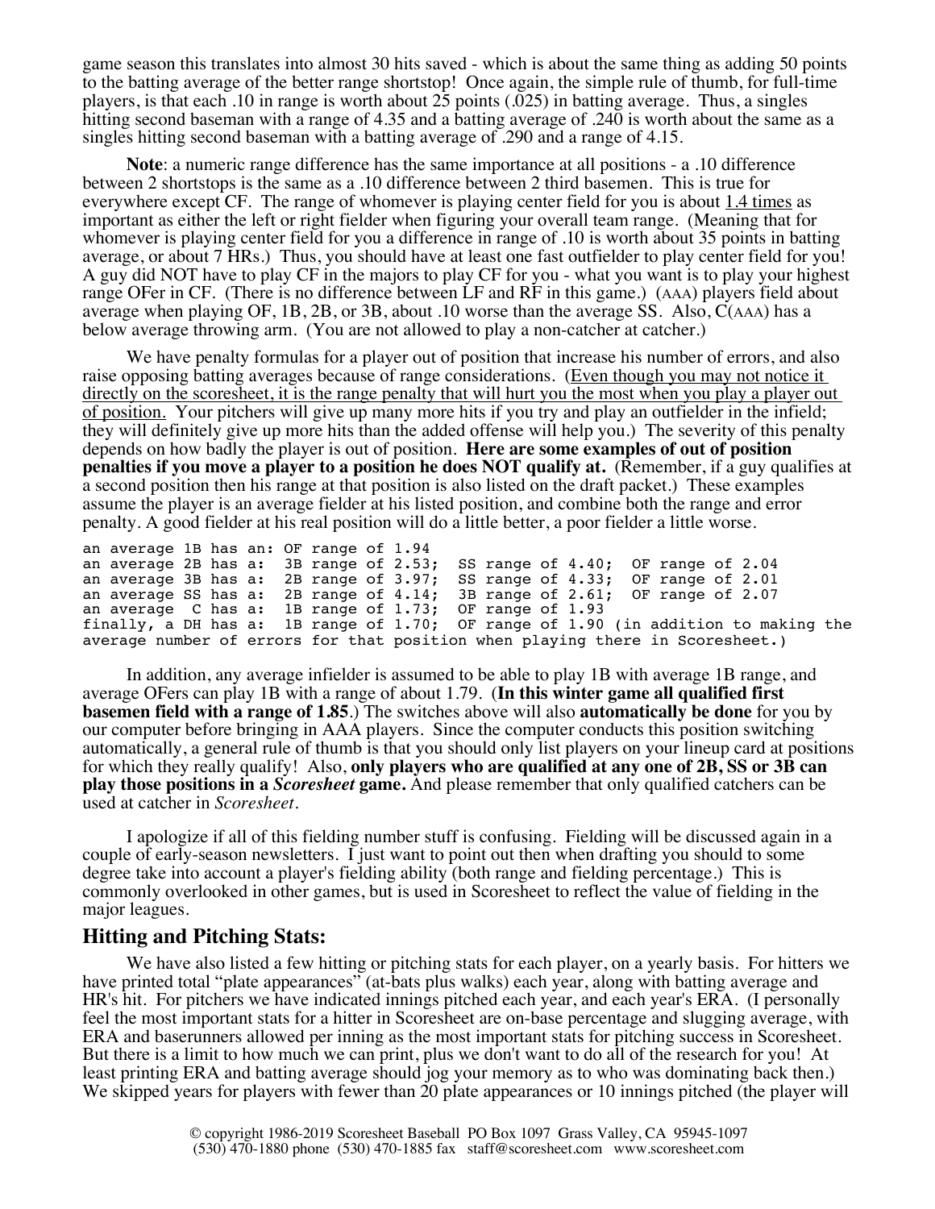game season this translates into almost 30 hits saved - which is about the same thing as adding 50 points to the batting average of the better range shortstop! Once again, the simple rule of thumb, for full-time players, is that each .10 in range is worth about 25 points (.025) in batting average. Thus, a singles hitting second baseman with a range of 4.35 and a batting average of .240 is worth about the same as a singles hitting second baseman with a batting average of .290 and a range of 4.15.

**Note**: a numeric range difference has the same importance at all positions - a .10 difference between 2 shortstops is the same as a .10 difference between 2 third basemen. This is true for everywhere except CF. The range of whomever is playing center field for you is about 1.4 times as important as either the left or right fielder when figuring your overall team range. (Meaning that for whomever is playing center field for you a difference in range of .10 is worth about 35 points in batting average, or about 7 HRs.) Thus, you should have at least one fast outfielder to play center field for you! A guy did NOT have to play CF in the majors to play CF for you - what you want is to play your highest range OFer in CF. (There is no difference between LF and RF in this game.) (AAA) players field about average when playing OF, 1B, 2B, or 3B, about .10 worse than the average SS. Also, C(AAA) has a below average throwing arm. (You are not allowed to play a non-catcher at catcher.)

We have penalty formulas for a player out of position that increase his number of errors, and also raise opposing batting averages because of range considerations. (Even though you may not notice it directly on the scoresheet, it is the range penalty that will hurt you the most when you play a player out of position. Your pitchers will give up many more hits if you try and play an outfielder in the infield; they will definitely give up more hits than the added offense will help you.) The severity of this penalty depends on how badly the player is out of position. **Here are some examples of out of position penalties if you move a player to a position he does NOT qualify at.** (Remember, if a guy qualifies at a second position then his range at that position is also listed on the draft packet.) These examples assume the player is an average fielder at his listed position, and combine both the range and error penalty. A good fielder at his real position will do a little better, a poor fielder a little worse.

```
an average 1B has an: OF range of 1.94
an average 2B has a:  3B range of 2.53;  SS range of 4.40;  OF range of 2.04
an average 3B has a:  2B range of 3.97;  SS range of 4.33;  OF range of 2.01
an average SS has a:  2B range of 4.14;  3B range of 2.61;  OF range of 2.07
an average  C has a:  1B range of 1.73;  OF range of 1.93
finally, a DH has a:  1B range of 1.70;  OF range of 1.90 (in addition to making the
average number of errors for that position when playing there in Scoresheet.)
```

In addition, any average infielder is assumed to be able to play 1B with average 1B range, and average OFers can play 1B with a range of about 1.79. (**In this winter game all qualified first basemen field with a range of 1.85**.) The switches above will also **automatically be done** for you by our computer before bringing in AAA players. Since the computer conducts this position switching automatically, a general rule of thumb is that you should only list players on your lineup card at positions for which they really qualify! Also, **only players who are qualified at any one of 2B, SS or 3B can play those positions in a *Scoresheet* game.** And please remember that only qualified catchers can be used at catcher in *Scoresheet*.

I apologize if all of this fielding number stuff is confusing. Fielding will be discussed again in a couple of early-season newsletters. I just want to point out then when drafting you should to some degree take into account a player's fielding ability (both range and fielding percentage.) This is commonly overlooked in other games, but is used in Scoresheet to reflect the value of fielding in the major leagues.

## Hitting and Pitching Stats:

We have also listed a few hitting or pitching stats for each player, on a yearly basis. For hitters we have printed total "plate appearances" (at-bats plus walks) each year, along with batting average and HR's hit. For pitchers we have indicated innings pitched each year, and each year's ERA. (I personally feel the most important stats for a hitter in Scoresheet are on-base percentage and slugging average, with ERA and baserunners allowed per inning as the most important stats for pitching success in Scoresheet. But there is a limit to how much we can print, plus we don't want to do all of the research for you! At least printing ERA and batting average should jog your memory as to who was dominating back then.) We skipped years for players with fewer than 20 plate appearances or 10 innings pitched (the player will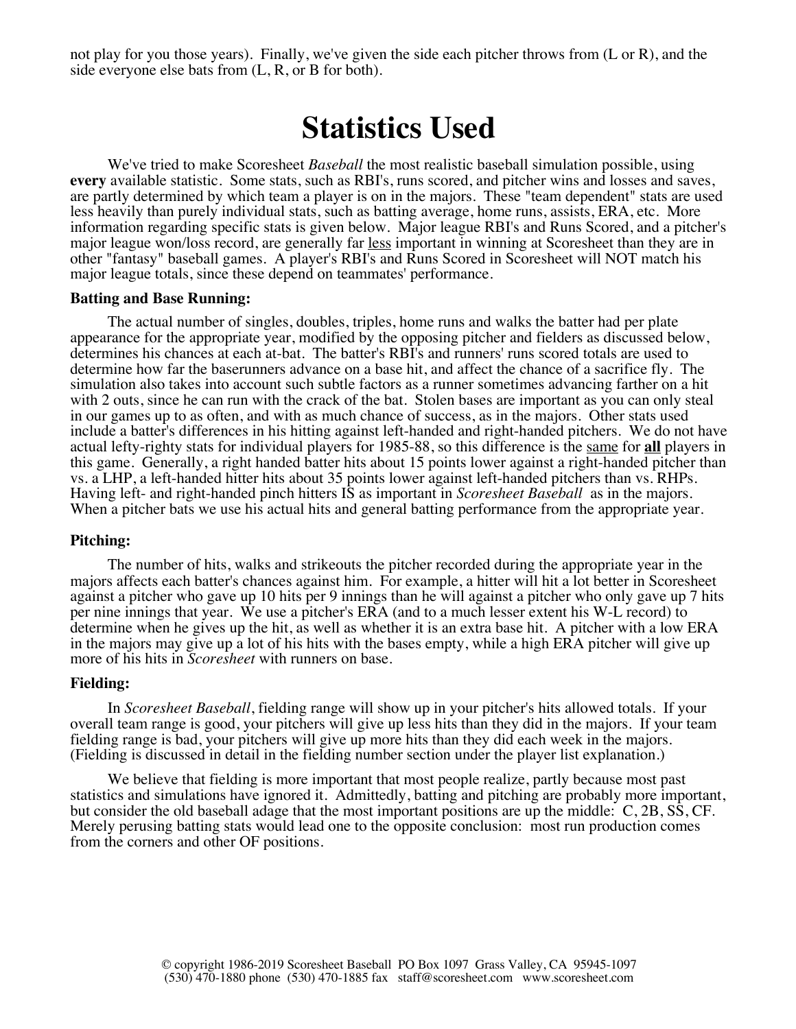not play for you those years). Finally, we've given the side each pitcher throws from (L or R), and the side everyone else bats from (L, R, or B for both).

# Statistics Used

We've tried to make Scoresheet *Baseball* the most realistic baseball simulation possible, using **every** available statistic. Some stats, such as RBI's, runs scored, and pitcher wins and losses and saves, are partly determined by which team a player is on in the majors. These "team dependent" stats are used less heavily than purely individual stats, such as batting average, home runs, assists, ERA, etc. More information regarding specific stats is given below. Major league RBI's and Runs Scored, and a pitcher's major league won/loss record, are generally far <u>less</u> important in winning at Scoresheet than they are in other "fantasy" baseball games. A player's RBI's and Runs Scored in Scoresheet will NOT match his major league totals, since these depend on teammates' performance.

**Batting and Base Running:**

The actual number of singles, doubles, triples, home runs and walks the batter had per plate appearance for the appropriate year, modified by the opposing pitcher and fielders as discussed below, determines his chances at each at-bat. The batter's RBI's and runners' runs scored totals are used to determine how far the baserunners advance on a base hit, and affect the chance of a sacrifice fly. The simulation also takes into account such subtle factors as a runner sometimes advancing farther on a hit with 2 outs, since he can run with the crack of the bat. Stolen bases are important as you can only steal in our games up to as often, and with as much chance of success, as in the majors. Other stats used include a batter's differences in his hitting against left-handed and right-handed pitchers. We do not have actual lefty-righty stats for individual players for 1985-88, so this difference is the <u>same</u> for <u>**all**</u> players in this game. Generally, a right handed batter hits about 15 points lower against a right-handed pitcher than vs. a LHP, a left-handed hitter hits about 35 points lower against left-handed pitchers than vs. RHPs. Having left- and right-handed pinch hitters IS as important in *Scoresheet Baseball* as in the majors. When a pitcher bats we use his actual hits and general batting performance from the appropriate year.

**Pitching:**

The number of hits, walks and strikeouts the pitcher recorded during the appropriate year in the majors affects each batter's chances against him. For example, a hitter will hit a lot better in Scoresheet against a pitcher who gave up 10 hits per 9 innings than he will against a pitcher who only gave up 7 hits per nine innings that year. We use a pitcher's ERA (and to a much lesser extent his W-L record) to determine when he gives up the hit, as well as whether it is an extra base hit. A pitcher with a low ERA in the majors may give up a lot of his hits with the bases empty, while a high ERA pitcher will give up more of his hits in *Scoresheet* with runners on base.

**Fielding:**

In *Scoresheet Baseball*, fielding range will show up in your pitcher's hits allowed totals. If your overall team range is good, your pitchers will give up less hits than they did in the majors. If your team fielding range is bad, your pitchers will give up more hits than they did each week in the majors. (Fielding is discussed in detail in the fielding number section under the player list explanation.)

We believe that fielding is more important that most people realize, partly because most past statistics and simulations have ignored it. Admittedly, batting and pitching are probably more important, but consider the old baseball adage that the most important positions are up the middle: C, 2B, SS, CF. Merely perusing batting stats would lead one to the opposite conclusion: most run production comes from the corners and other OF positions.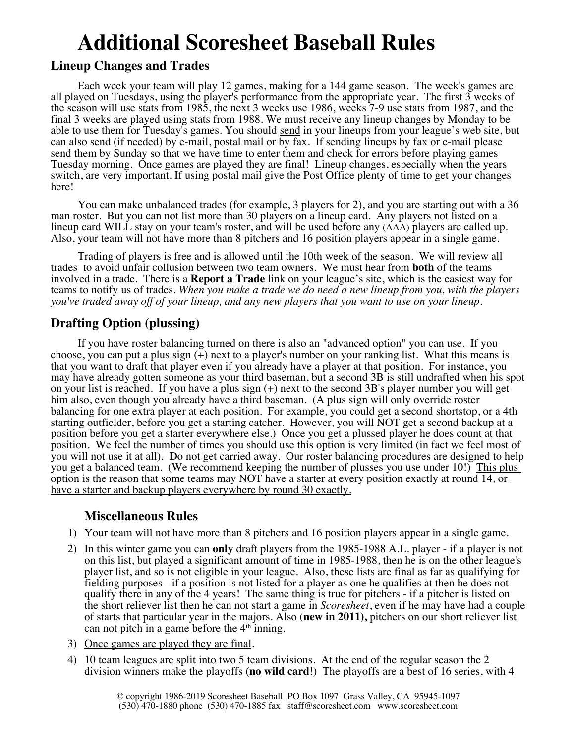# Additional Scoresheet Baseball Rules

## Lineup Changes and Trades

Each week your team will play 12 games, making for a 144 game season. The week's games are all played on Tuesdays, using the player's performance from the appropriate year. The first 3 weeks of the season will use stats from 1985, the next 3 weeks use 1986, weeks 7-9 use stats from 1987, and the final 3 weeks are played using stats from 1988. We must receive any lineup changes by Monday to be able to use them for Tuesday's games. You should <u>send</u> in your lineups from your league's web site, but can also send (if needed) by e-mail, postal mail or by fax. If sending lineups by fax or e-mail please send them by Sunday so that we have time to enter them and check for errors before playing games Tuesday morning. Once games are played they are final! Lineup changes, especially when the years switch, are very important. If using postal mail give the Post Office plenty of time to get your changes here!

You can make unbalanced trades (for example, 3 players for 2), and you are starting out with a 36 man roster. But you can not list more than 30 players on a lineup card. Any players not listed on a lineup card WILL stay on your team's roster, and will be used before any (AAA) players are called up. Also, your team will not have more than 8 pitchers and 16 position players appear in a single game.

Trading of players is free and is allowed until the 10th week of the season. We will review all trades to avoid unfair collusion between two team owners. We must hear from <u>**both**</u> of the teams involved in a trade. There is a **Report a Trade** link on your league's site, which is the easiest way for teams to notify us of trades. *When you make a trade we do need a new lineup from you, with the players you've traded away off of your lineup, and any new players that you want to use on your lineup.*

## Drafting Option (plussing)

If you have roster balancing turned on there is also an "advanced option" you can use. If you choose, you can put a plus sign (+) next to a player's number on your ranking list. What this means is that you want to draft that player even if you already have a player at that position. For instance, you may have already gotten someone as your third baseman, but a second 3B is still undrafted when his spot on your list is reached. If you have a plus sign (+) next to the second 3B's player number you will get him also, even though you already have a third baseman. (A plus sign will only override roster balancing for one extra player at each position. For example, you could get a second shortstop, or a 4th starting outfielder, before you get a starting catcher. However, you will NOT get a second backup at a position before you get a starter everywhere else.) Once you get a plussed player he does count at that position. We feel the number of times you should use this option is very limited (in fact we feel most of you will not use it at all). Do not get carried away. Our roster balancing procedures are designed to help you get a balanced team. (We recommend keeping the number of plusses you use under 10!) <u>This plus option is the reason that some teams may NOT have a starter at every position exactly at round 14, or have a starter and backup players everywhere by round 30 exactly.</u>

### Miscellaneous Rules

1) Your team will not have more than 8 pitchers and 16 position players appear in a single game.
2) In this winter game you can **only** draft players from the 1985-1988 A.L. player - if a player is not on this list, but played a significant amount of time in 1985-1988, then he is on the other league's player list, and so is not eligible in your league. Also, these lists are final as far as qualifying for fielding purposes - if a position is not listed for a player as one he qualifies at then he does not qualify there in <u>any</u> of the 4 years! The same thing is true for pitchers - if a pitcher is listed on the short reliever list then he can not start a game in *Scoresheet*, even if he may have had a couple of starts that particular year in the majors. Also (**new in 2011),** pitchers on our short reliever list can not pitch in a game before the 4th inning.
3) <u>Once games are played they are final</u>.
4) 10 team leagues are split into two 5 team divisions. At the end of the regular season the 2 division winners make the playoffs (**no wild card**!) The playoffs are a best of 16 series, with 4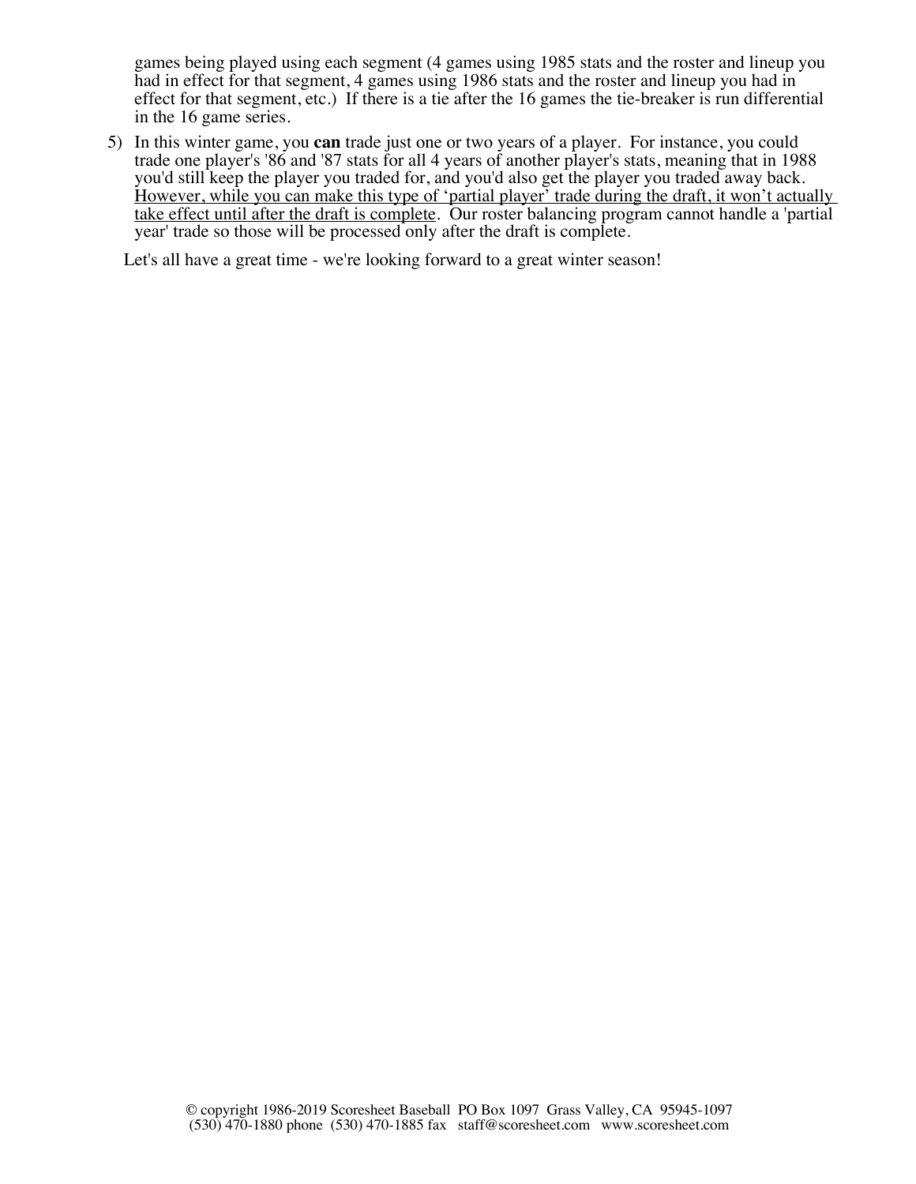games being played using each segment (4 games using 1985 stats and the roster and lineup you had in effect for that segment, 4 games using 1986 stats and the roster and lineup you had in effect for that segment, etc.) If there is a tie after the 16 games the tie-breaker is run differential in the 16 game series.

5) In this winter game, you **can** trade just one or two years of a player. For instance, you could trade one player's '86 and '87 stats for all 4 years of another player's stats, meaning that in 1988 you'd still keep the player you traded for, and you'd also get the player you traded away back. <u>However, while you can make this type of 'partial player' trade during the draft, it won't actually take effect until after the draft is complete</u>. Our roster balancing program cannot handle a 'partial year' trade so those will be processed only after the draft is complete.

Let's all have a great time - we're looking forward to a great winter season!

© copyright 1986-2019 Scoresheet Baseball PO Box 1097 Grass Valley, CA 95945-1097
(530) 470-1880 phone (530) 470-1885 fax staff@scoresheet.com www.scoresheet.com